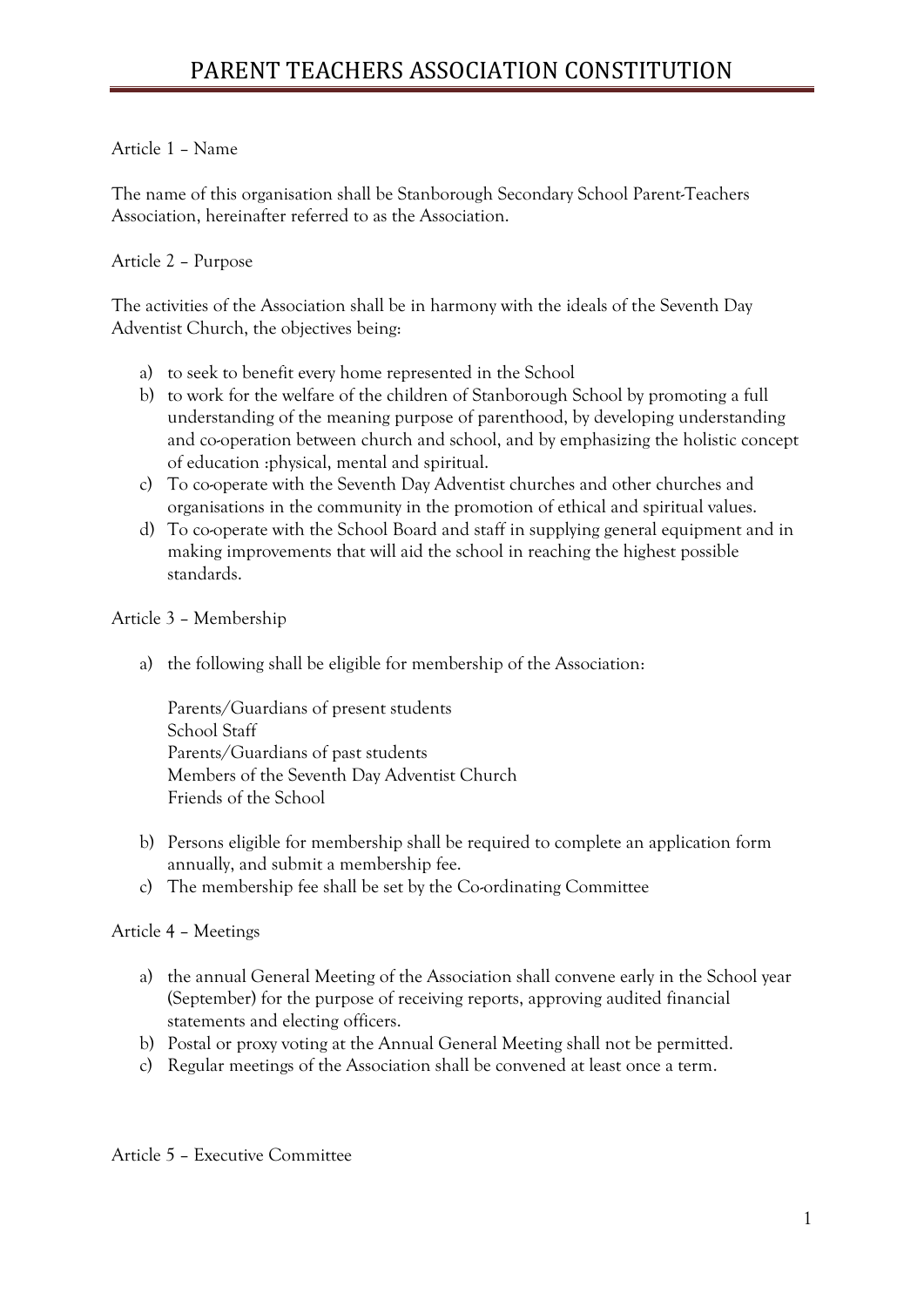# PARENT TEACHERS ASSOCIATION CONSTITUTION

## Article 1 – Name

The name of this organisation shall be Stanborough Secondary School Parent-Teachers Association, hereinafter referred to as the Association.

## Article 2 – Purpose

The activities of the Association shall be in harmony with the ideals of the Seventh Day Adventist Church, the objectives being:

a) to seek to benefit every home represented in the School
b) to work for the welfare of the children of Stanborough School by promoting a full understanding of the meaning purpose of parenthood, by developing understanding and co-operation between church and school, and by emphasizing the holistic concept of education :physical, mental and spiritual.
c) To co-operate with the Seventh Day Adventist churches and other churches and organisations in the community in the promotion of ethical and spiritual values.
d) To co-operate with the School Board and staff in supplying general equipment and in making improvements that will aid the school in reaching the highest possible standards.

## Article 3 – Membership

a) the following shall be eligible for membership of the Association:

   Parents/Guardians of present students
   School Staff
   Parents/Guardians of past students
   Members of the Seventh Day Adventist Church
   Friends of the School

b) Persons eligible for membership shall be required to complete an application form annually, and submit a membership fee.
c) The membership fee shall be set by the Co-ordinating Committee

## Article 4 – Meetings

a) the annual General Meeting of the Association shall convene early in the School year (September) for the purpose of receiving reports, approving audited financial statements and electing officers.
b) Postal or proxy voting at the Annual General Meeting shall not be permitted.
c) Regular meetings of the Association shall be convened at least once a term.

## Article 5 – Executive Committee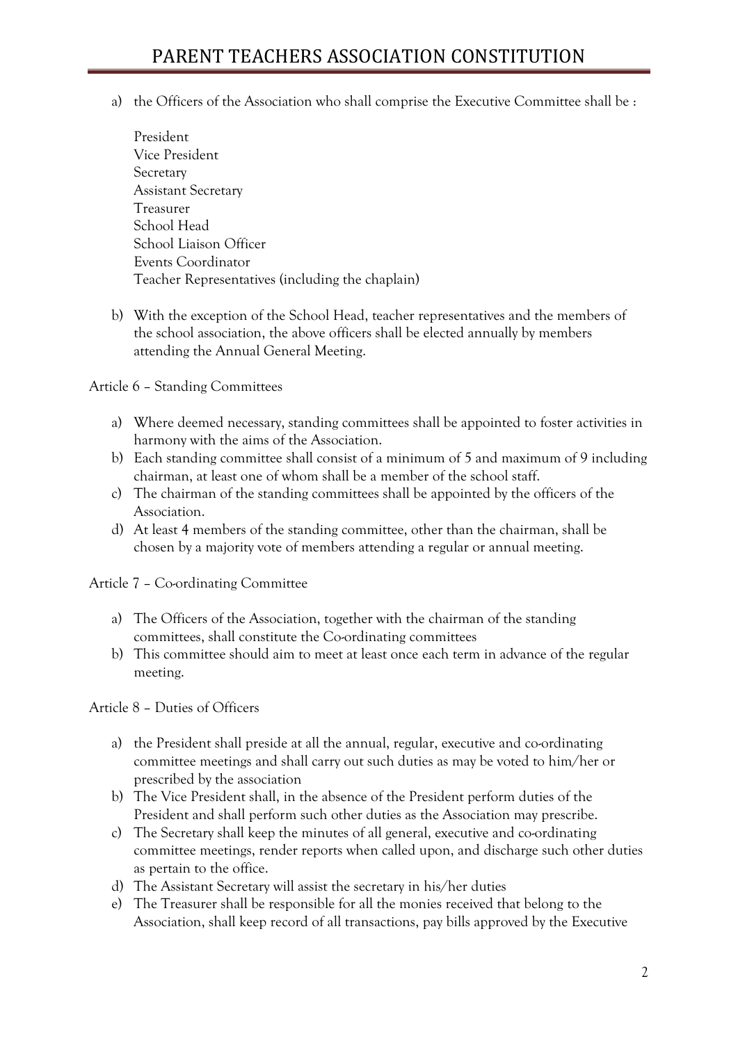a) the Officers of the Association who shall comprise the Executive Committee shall be :

   President
   Vice President
   Secretary
   Assistant Secretary
   Treasurer
   School Head
   School Liaison Officer
   Events Coordinator
   Teacher Representatives (including the chaplain)

b) With the exception of the School Head, teacher representatives and the members of the school association, the above officers shall be elected annually by members attending the Annual General Meeting.

Article 6 – Standing Committees

a) Where deemed necessary, standing committees shall be appointed to foster activities in harmony with the aims of the Association.
b) Each standing committee shall consist of a minimum of 5 and maximum of 9 including chairman, at least one of whom shall be a member of the school staff.
c) The chairman of the standing committees shall be appointed by the officers of the Association.
d) At least 4 members of the standing committee, other than the chairman, shall be chosen by a majority vote of members attending a regular or annual meeting.

Article 7 – Co-ordinating Committee

a) The Officers of the Association, together with the chairman of the standing committees, shall constitute the Co-ordinating committees
b) This committee should aim to meet at least once each term in advance of the regular meeting.

Article 8 – Duties of Officers

a) the President shall preside at all the annual, regular, executive and co-ordinating committee meetings and shall carry out such duties as may be voted to him/her or prescribed by the association
b) The Vice President shall, in the absence of the President perform duties of the President and shall perform such other duties as the Association may prescribe.
c) The Secretary shall keep the minutes of all general, executive and co-ordinating committee meetings, render reports when called upon, and discharge such other duties as pertain to the office.
d) The Assistant Secretary will assist the secretary in his/her duties
e) The Treasurer shall be responsible for all the monies received that belong to the Association, shall keep record of all transactions, pay bills approved by the Executive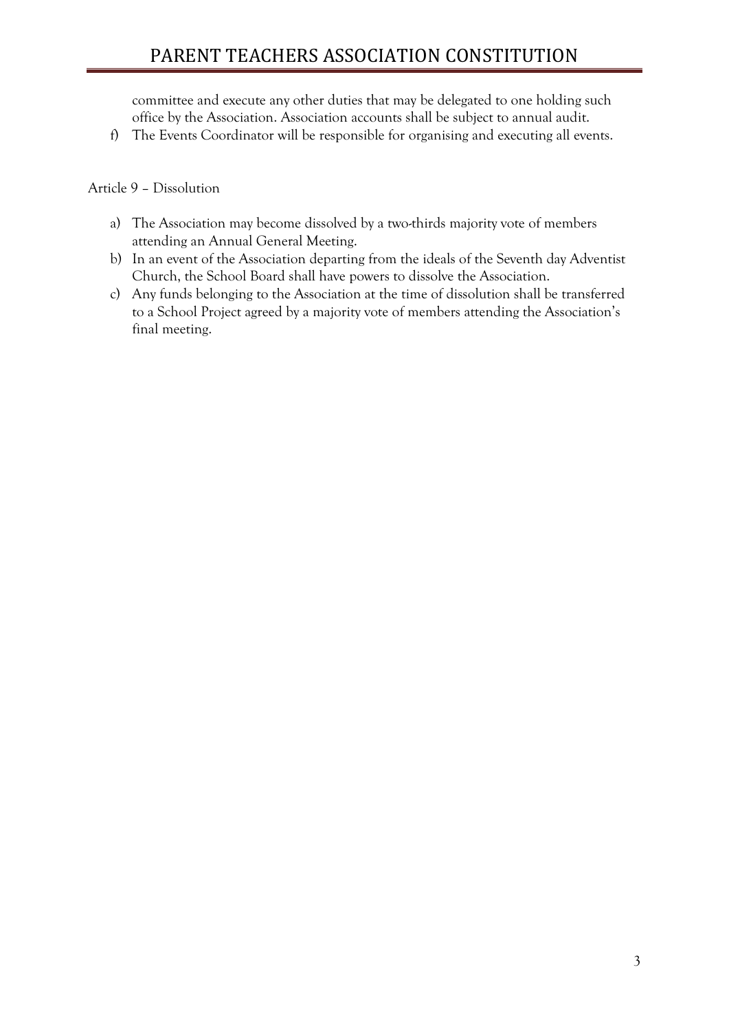committee and execute any other duties that may be delegated to one holding such office by the Association. Association accounts shall be subject to annual audit.

f) The Events Coordinator will be responsible for organising and executing all events.

Article 9 – Dissolution

a) The Association may become dissolved by a two-thirds majority vote of members attending an Annual General Meeting.
b) In an event of the Association departing from the ideals of the Seventh day Adventist Church, the School Board shall have powers to dissolve the Association.
c) Any funds belonging to the Association at the time of dissolution shall be transferred to a School Project agreed by a majority vote of members attending the Association's final meeting.